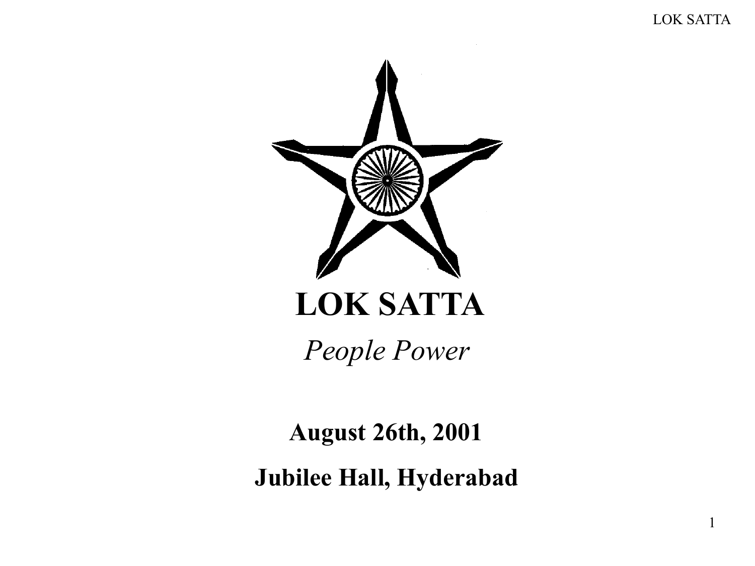# LOK SATTA

*People Power*

**August 26th, 2001**

**Jubilee Hall, Hyderabad**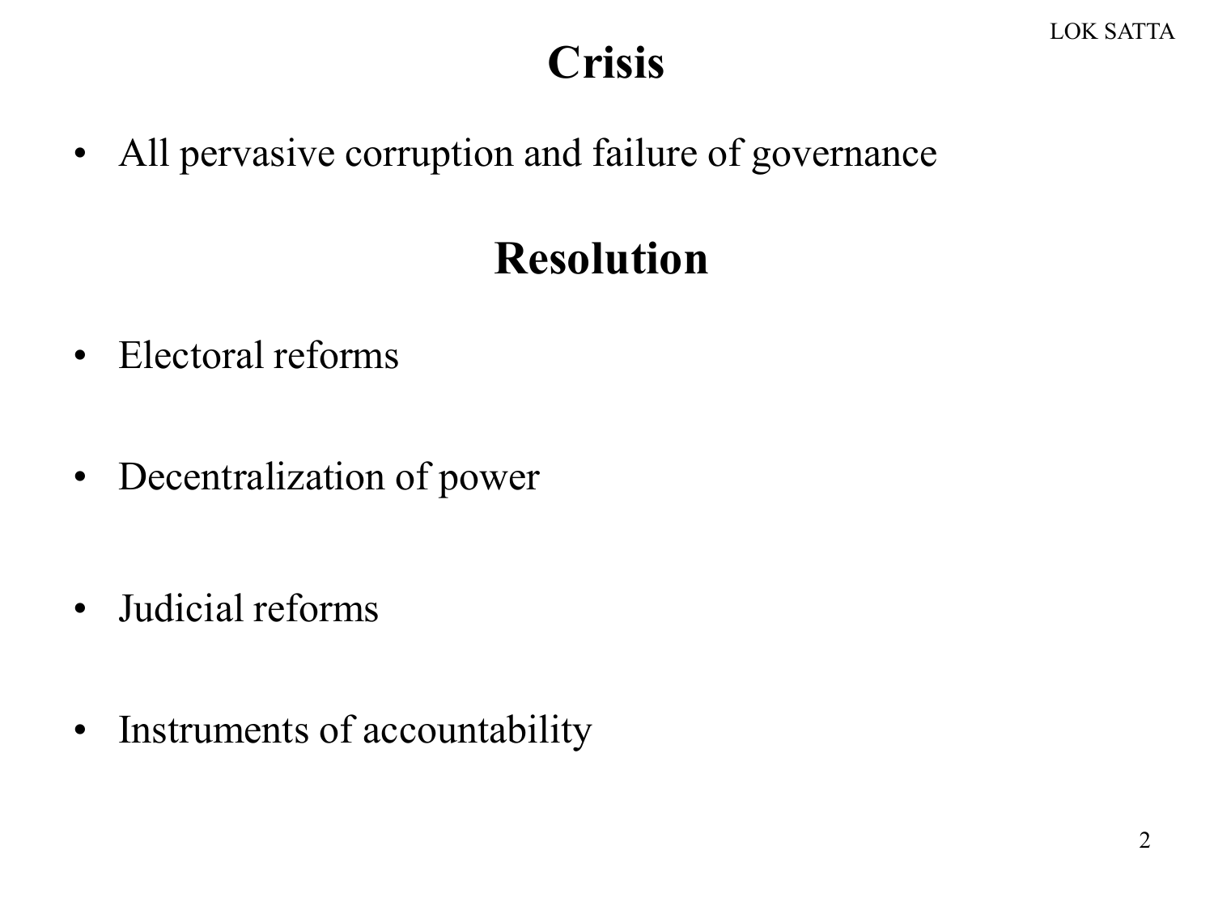# Crisis

- All pervasive corruption and failure of governance

# Resolution

- Electoral reforms
- Decentralization of power
- Judicial reforms
- Instruments of accountability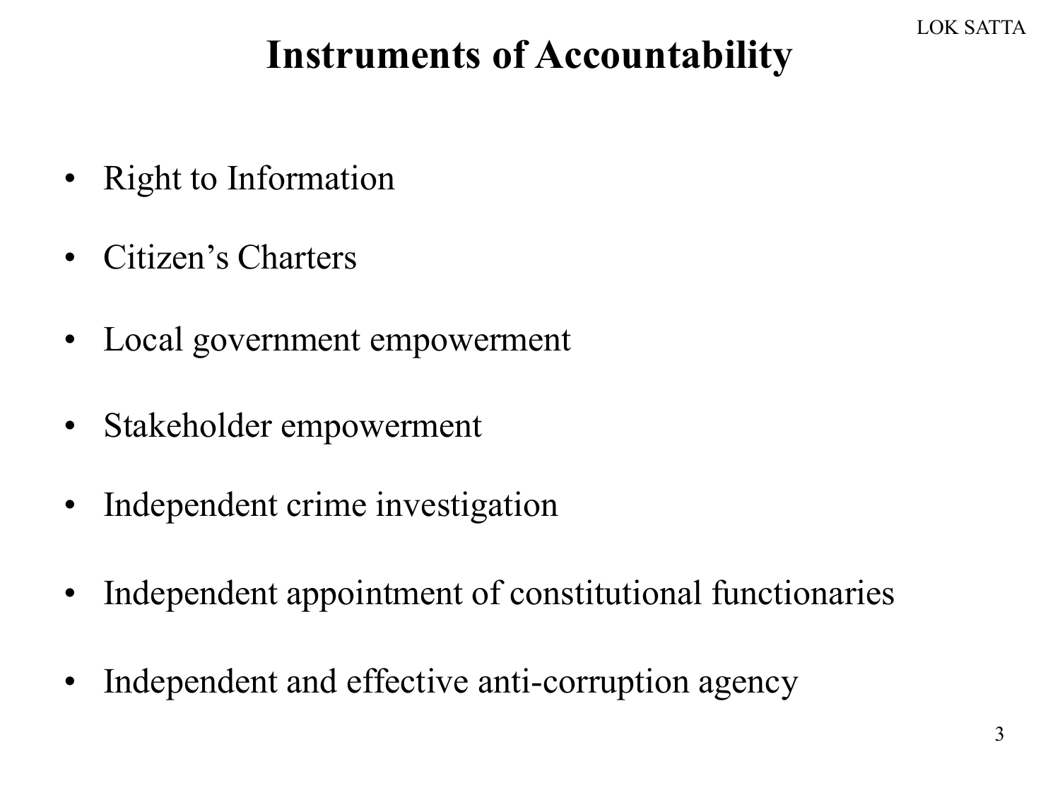# Instruments of Accountability

- Right to Information
- Citizen's Charters
- Local government empowerment
- Stakeholder empowerment
- Independent crime investigation
- Independent appointment of constitutional functionaries
- Independent and effective anti-corruption agency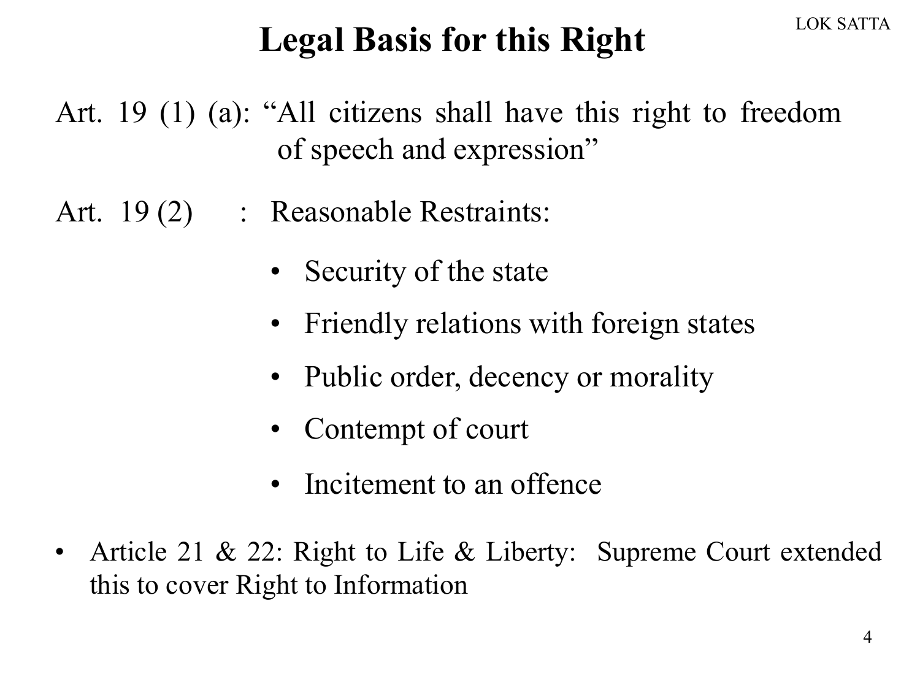# Legal Basis for this Right

Art. 19 (1) (a): "All citizens shall have this right to freedom of speech and expression"

Art. 19 (2) : Reasonable Restraints:

- Security of the state
- Friendly relations with foreign states
- Public order, decency or morality
- Contempt of court
- Incitement to an offence

- Article 21 & 22: Right to Life & Liberty: Supreme Court extended this to cover Right to Information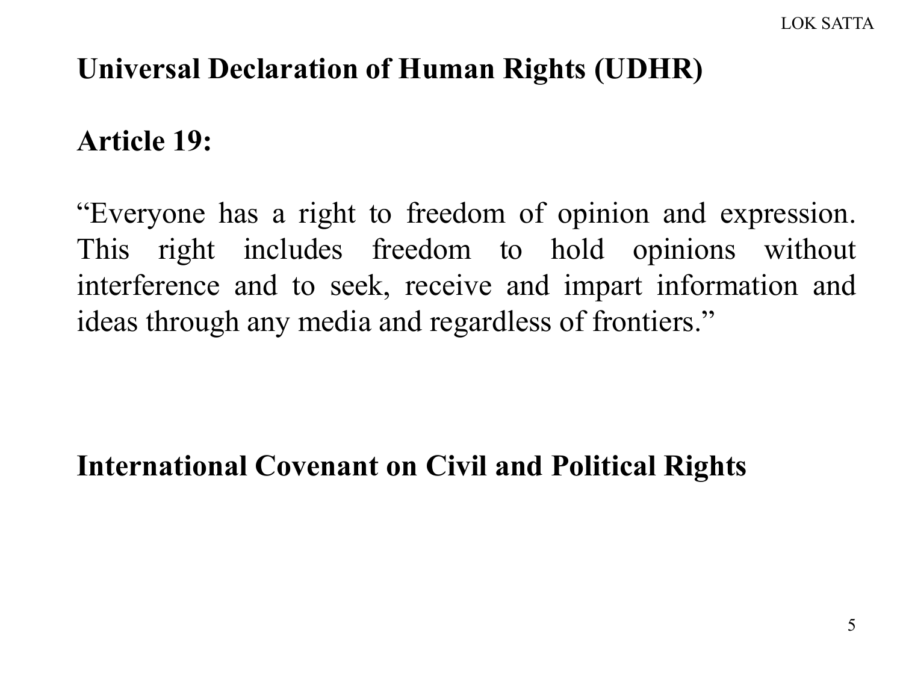## Universal Declaration of Human Rights (UDHR)

### Article 19:

"Everyone has a right to freedom of opinion and expression. This right includes freedom to hold opinions without interference and to seek, receive and impart information and ideas through any media and regardless of frontiers."

## International Covenant on Civil and Political Rights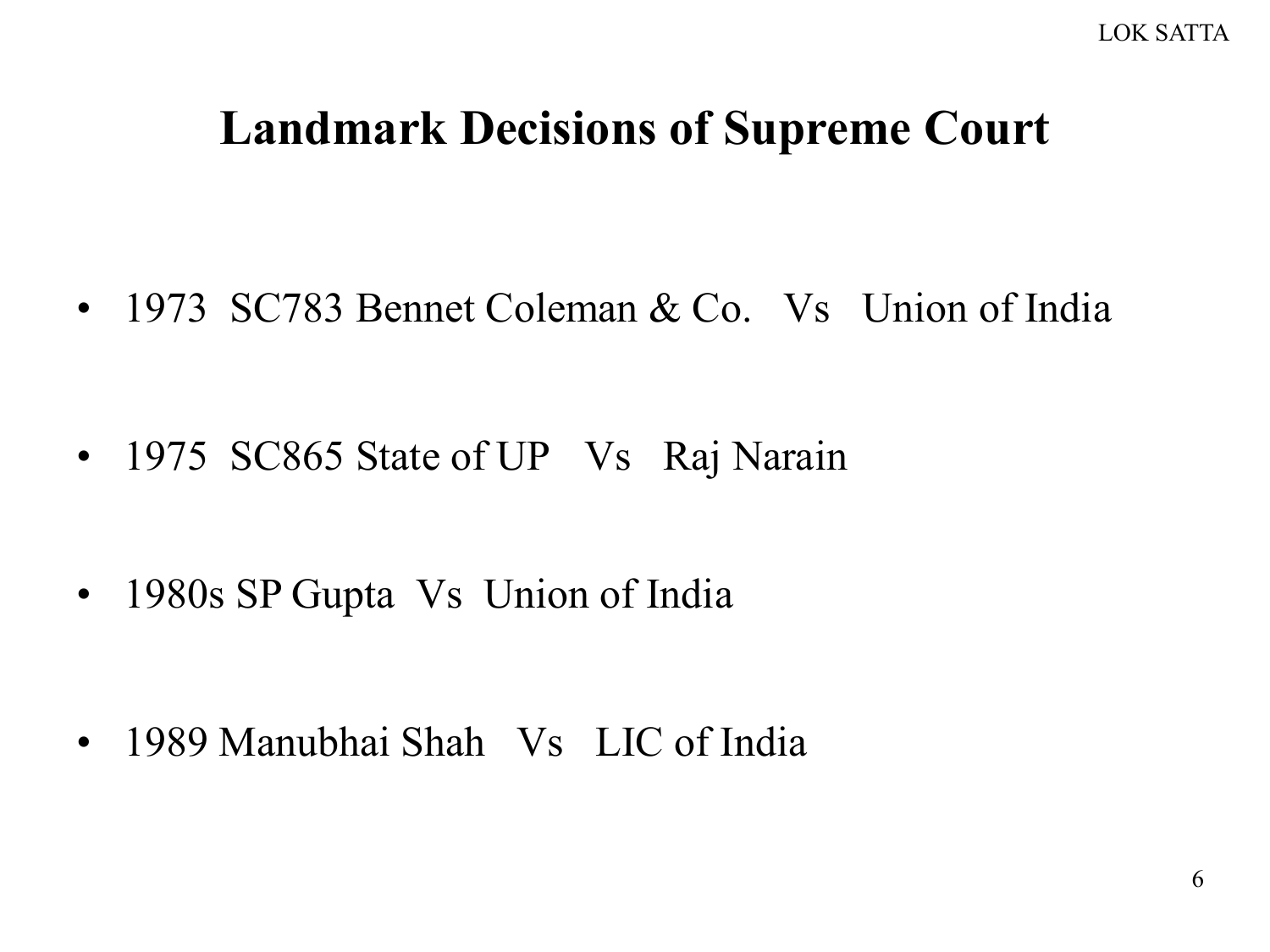# Landmark Decisions of Supreme Court

- 1973 SC783 Bennet Coleman & Co. Vs Union of India
- 1975 SC865 State of UP Vs Raj Narain
- 1980s SP Gupta Vs Union of India
- 1989 Manubhai Shah Vs LIC of India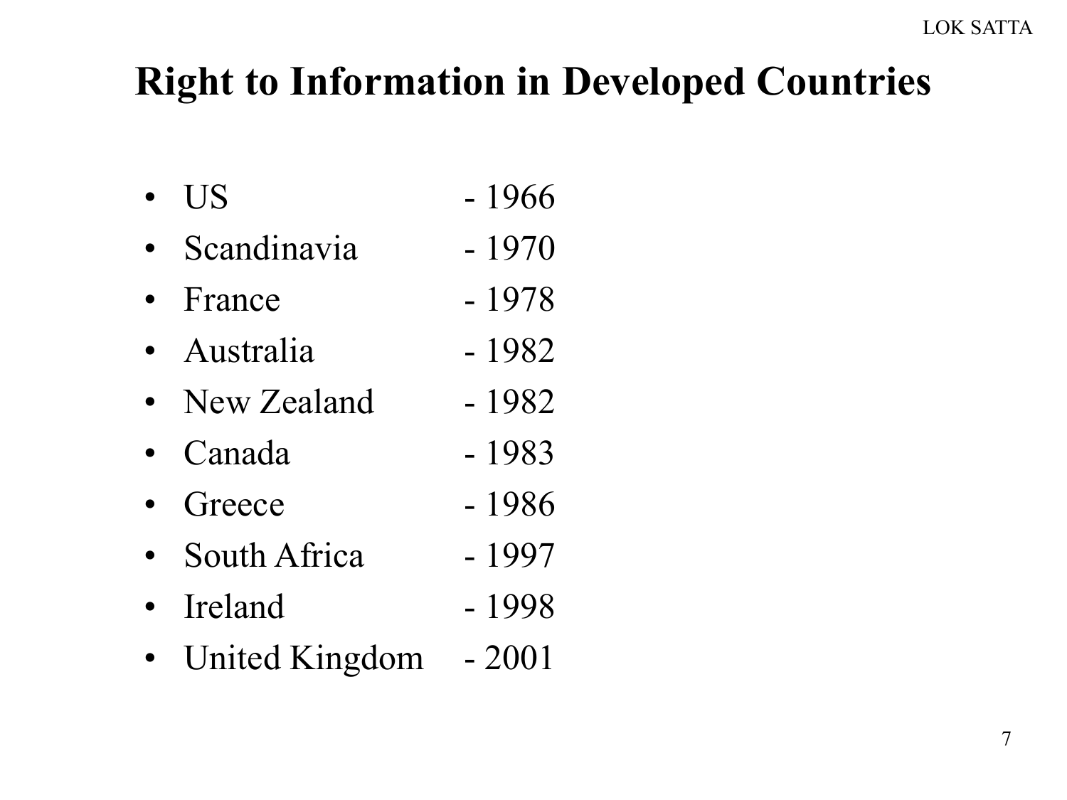# Right to Information in Developed Countries

- US - 1966
- Scandinavia - 1970
- France - 1978
- Australia - 1982
- New Zealand - 1982
- Canada - 1983
- Greece - 1986
- South Africa - 1997
- Ireland - 1998
- United Kingdom - 2001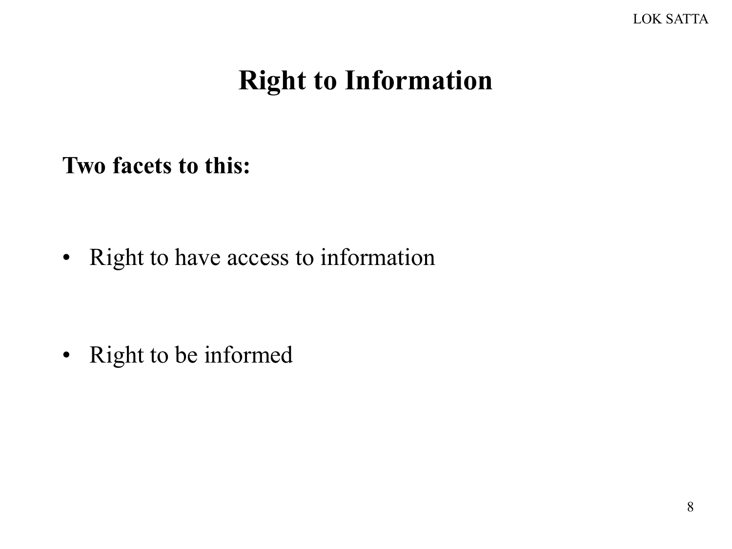# Right to Information

**Two facets to this:**

- Right to have access to information
- Right to be informed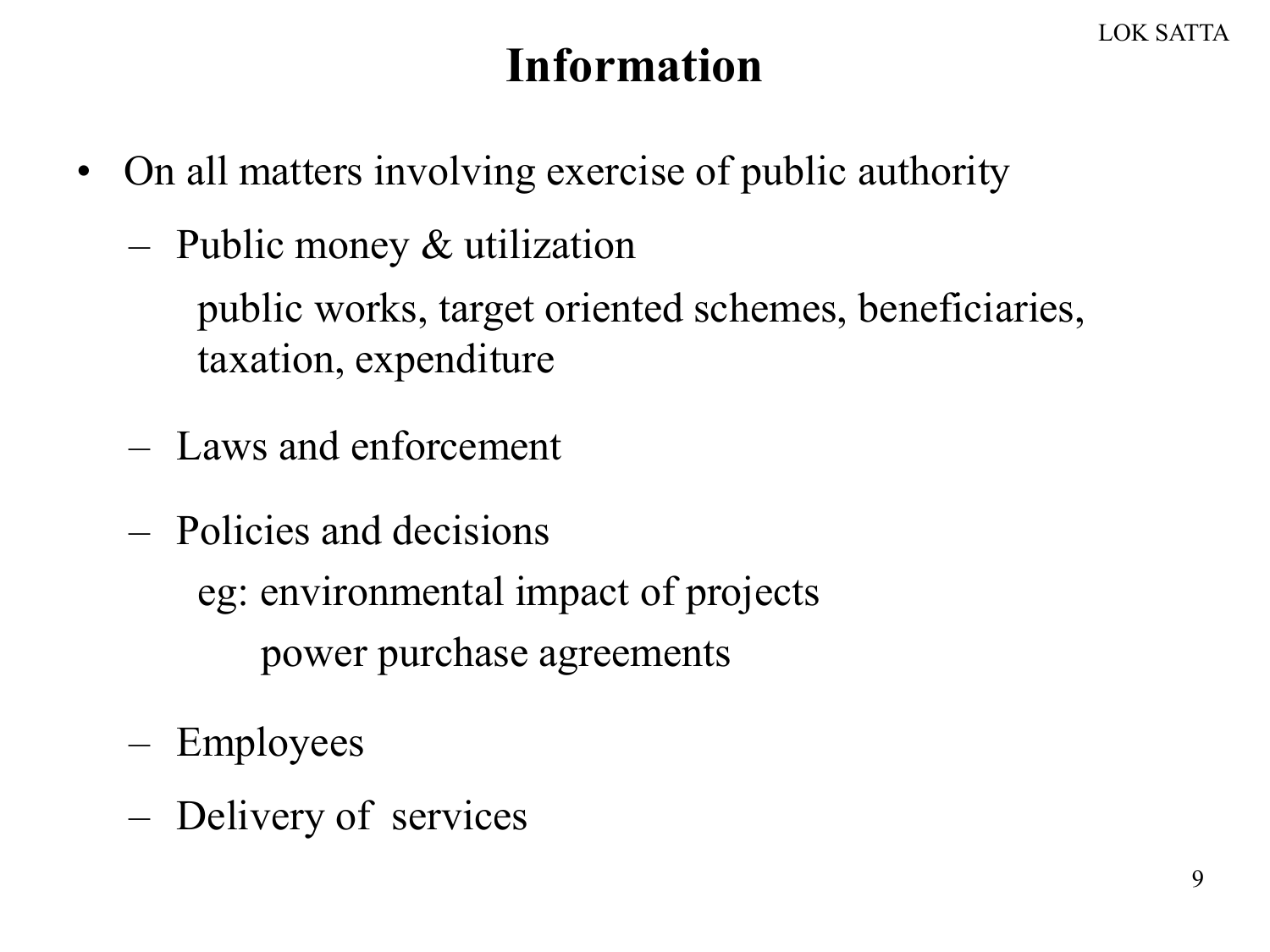# Information

- On all matters involving exercise of public authority
  - Public money & utilization

    public works, target oriented schemes, beneficiaries, taxation, expenditure

  - Laws and enforcement
  - Policies and decisions

    eg: environmental impact of projects

    power purchase agreements

  - Employees
  - Delivery of services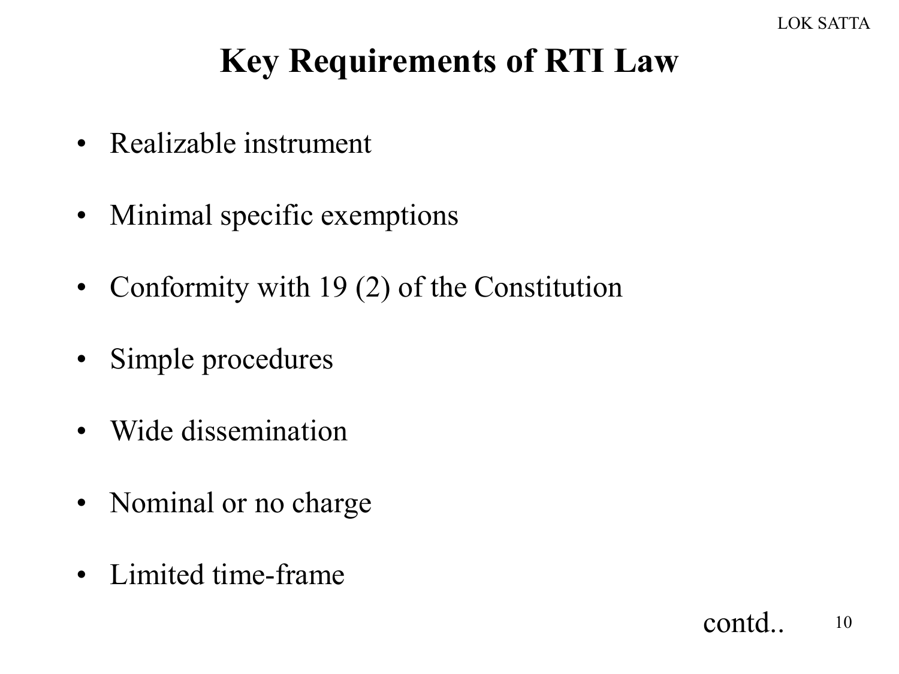# Key Requirements of RTI Law

- Realizable instrument
- Minimal specific exemptions
- Conformity with 19 (2) of the Constitution
- Simple procedures
- Wide dissemination
- Nominal or no charge
- Limited time-frame

contd..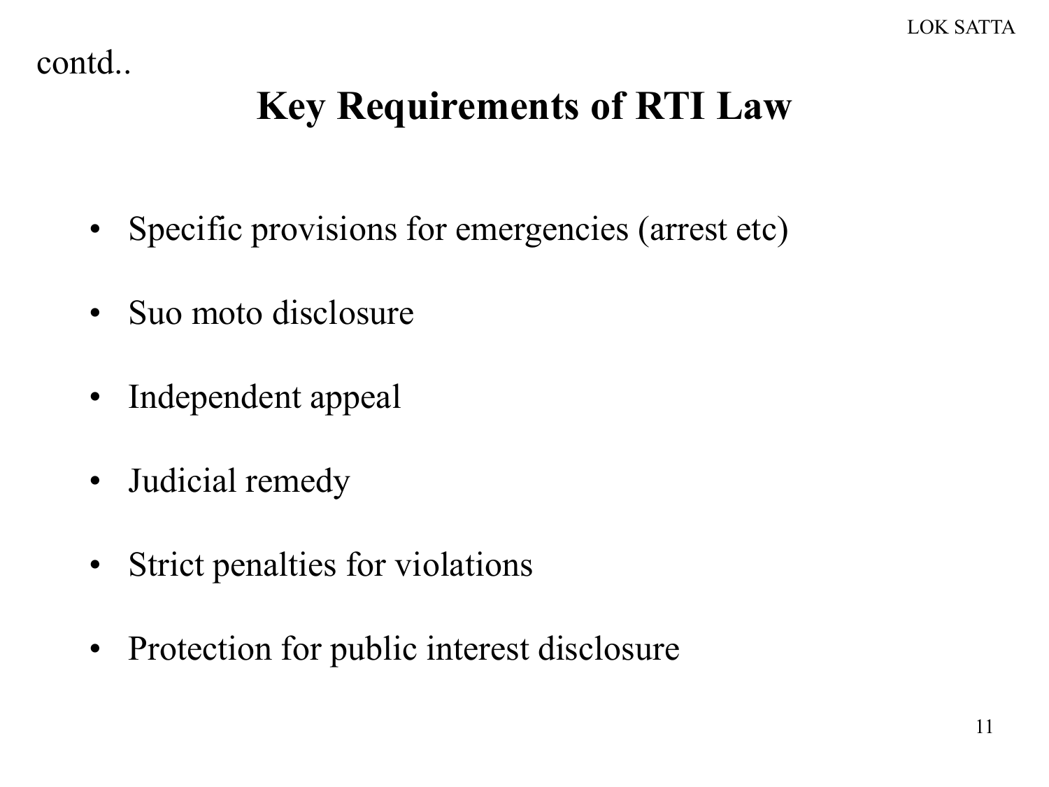contd..

# Key Requirements of RTI Law

- Specific provisions for emergencies (arrest etc)
- Suo moto disclosure
- Independent appeal
- Judicial remedy
- Strict penalties for violations
- Protection for public interest disclosure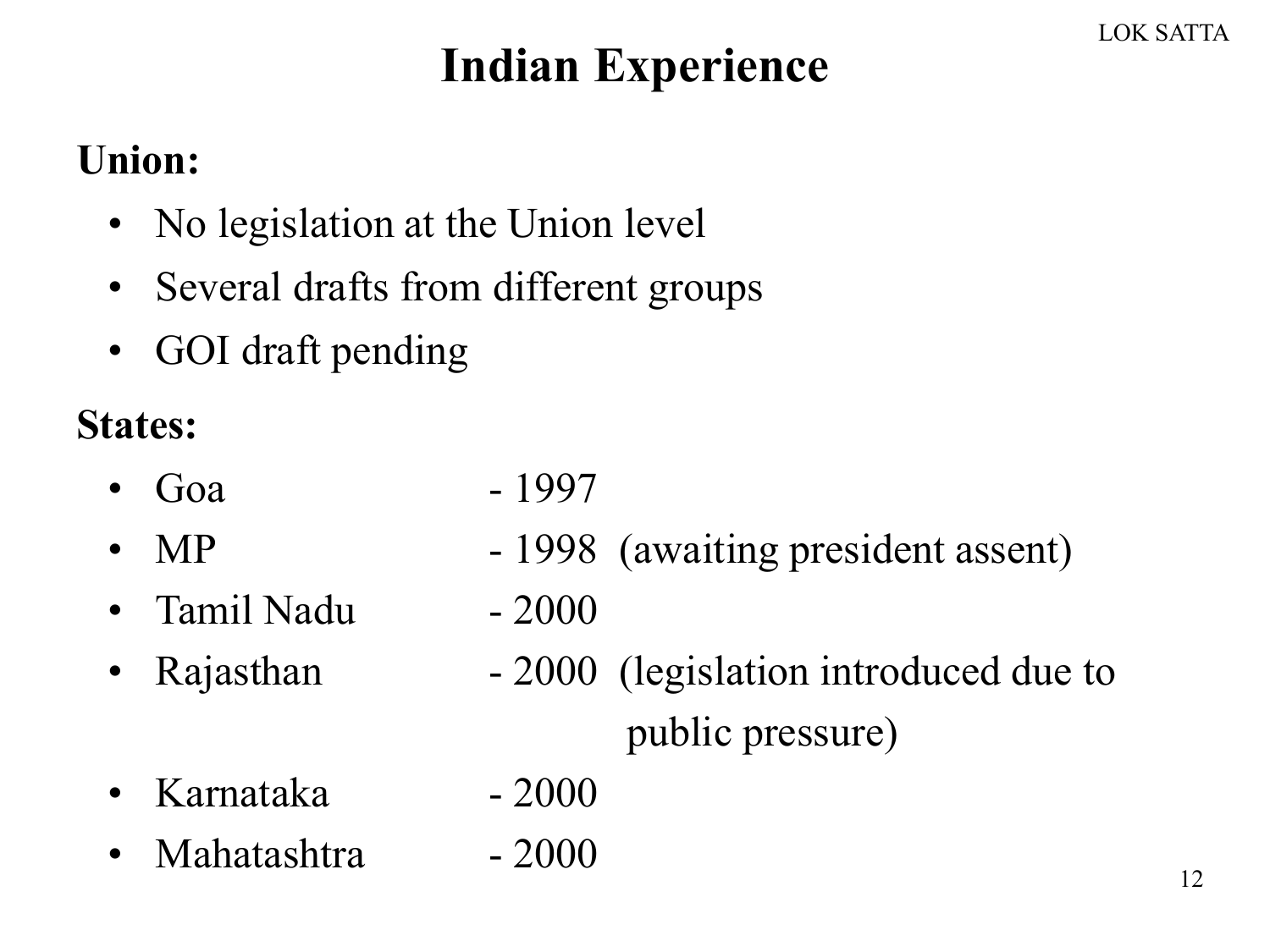# Indian Experience

**Union:**

- No legislation at the Union level
- Several drafts from different groups
- GOI draft pending

**States:**

- Goa - 1997
- MP - 1998 (awaiting president assent)
- Tamil Nadu - 2000
- Rajasthan - 2000 (legislation introduced due to public pressure)
- Karnataka - 2000
- Mahatashtra - 2000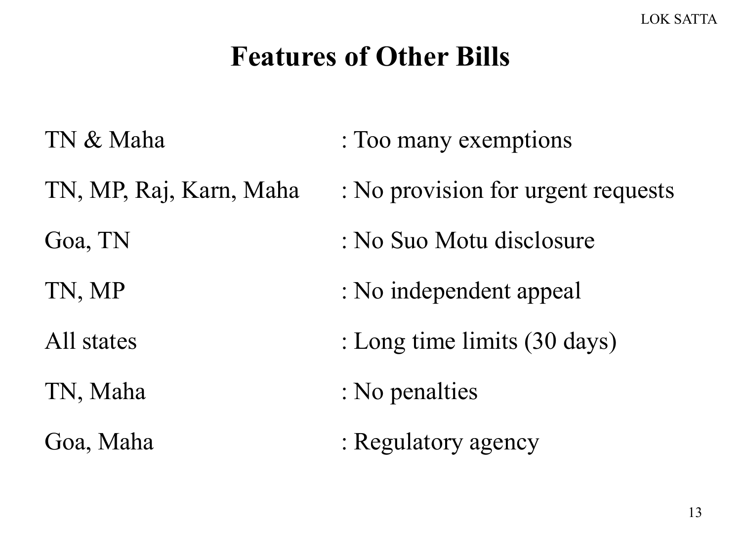# Features of Other Bills

| | |
|---|---|
| TN & Maha | : Too many exemptions |
| TN, MP, Raj, Karn, Maha | : No provision for urgent requests |
| Goa, TN | : No Suo Motu disclosure |
| TN, MP | : No independent appeal |
| All states | : Long time limits (30 days) |
| TN, Maha | : No penalties |
| Goa, Maha | : Regulatory agency |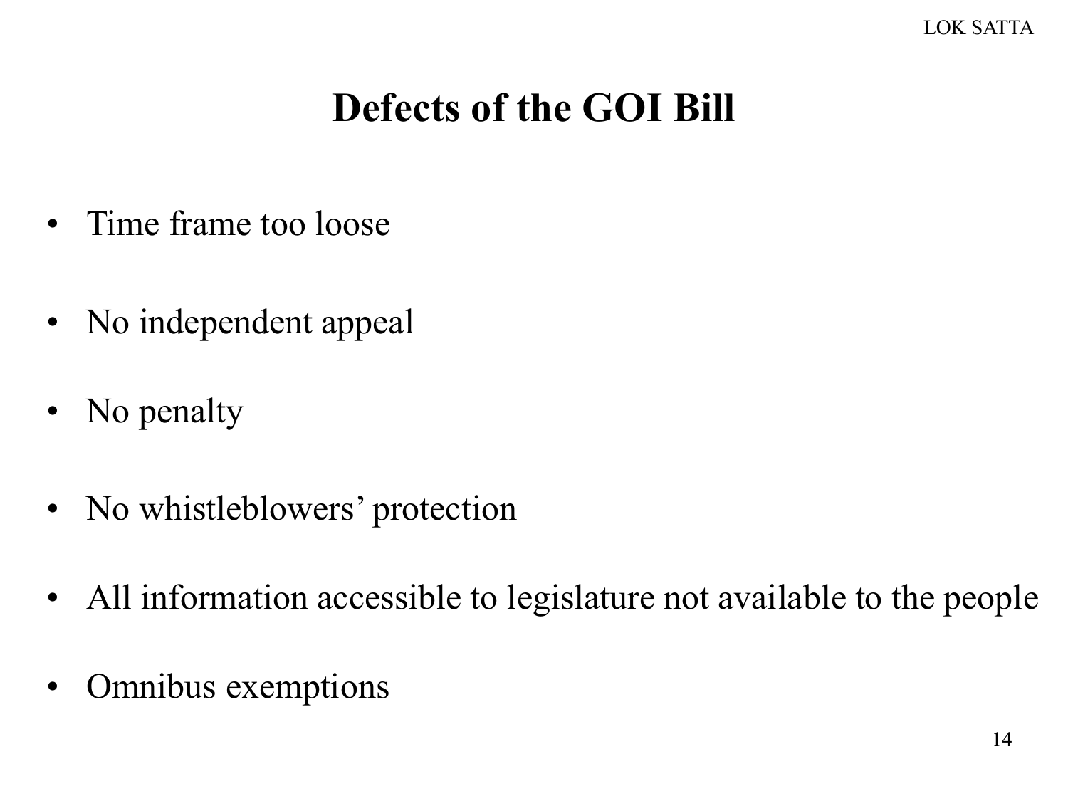# Defects of the GOI Bill

- Time frame too loose
- No independent appeal
- No penalty
- No whistleblowers' protection
- All information accessible to legislature not available to the people
- Omnibus exemptions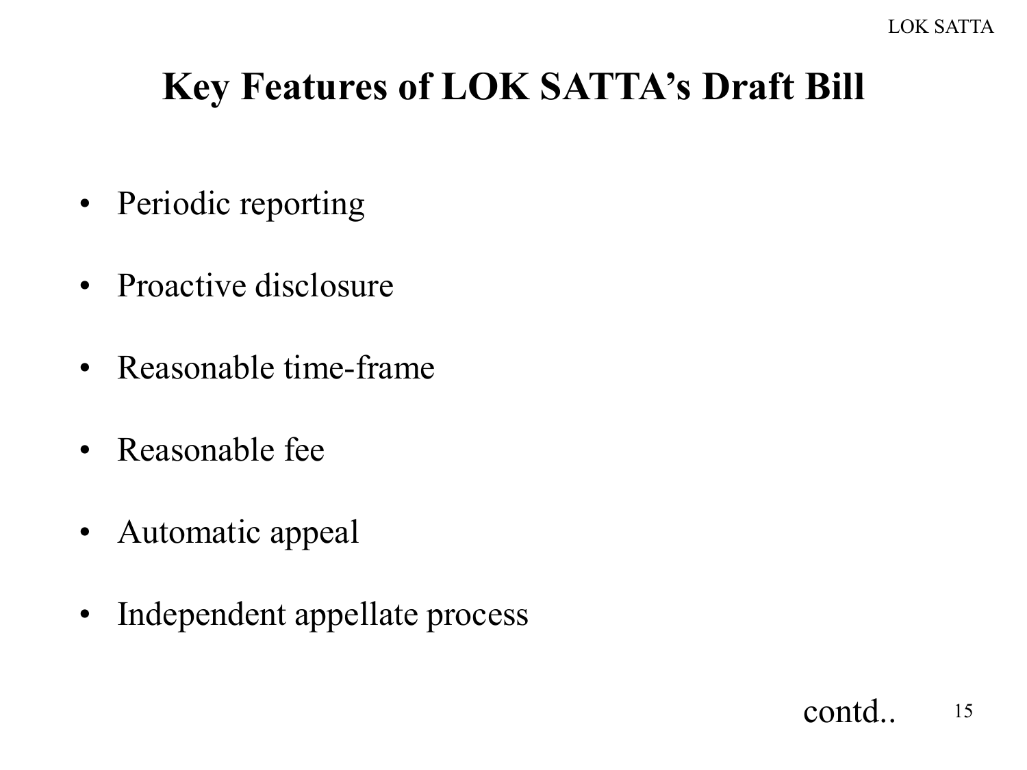# Key Features of LOK SATTA's Draft Bill

- Periodic reporting
- Proactive disclosure
- Reasonable time-frame
- Reasonable fee
- Automatic appeal
- Independent appellate process

contd..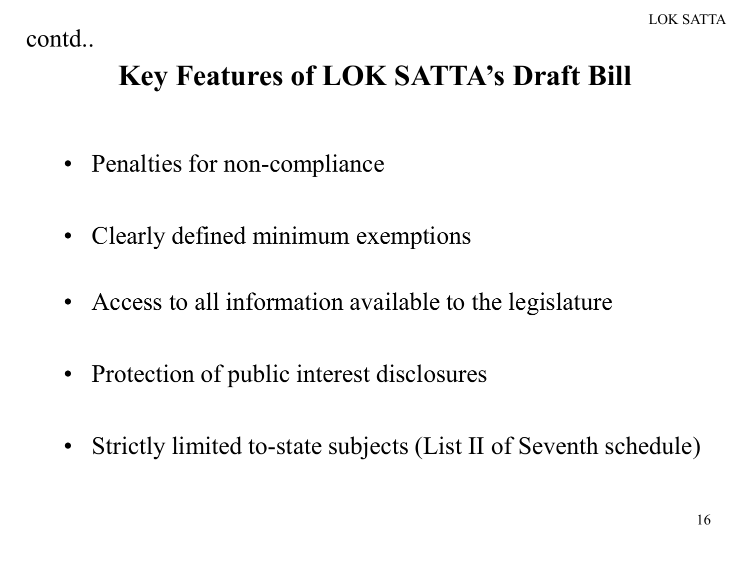contd..

# Key Features of LOK SATTA's Draft Bill

- Penalties for non-compliance
- Clearly defined minimum exemptions
- Access to all information available to the legislature
- Protection of public interest disclosures
- Strictly limited to-state subjects (List II of Seventh schedule)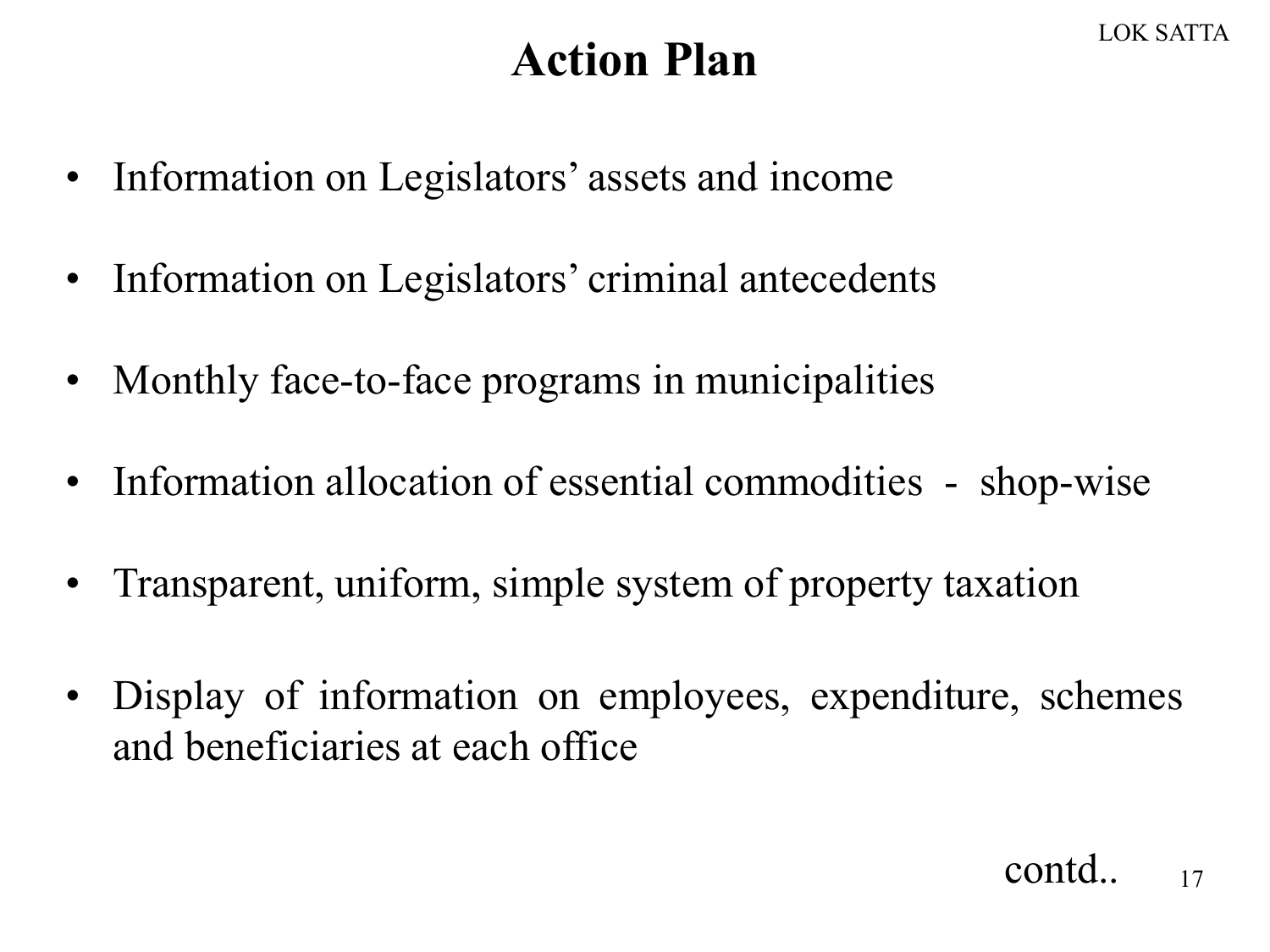# Action Plan

- Information on Legislators' assets and income
- Information on Legislators' criminal antecedents
- Monthly face-to-face programs in municipalities
- Information allocation of essential commodities - shop-wise
- Transparent, uniform, simple system of property taxation
- Display of information on employees, expenditure, schemes and beneficiaries at each office

contd..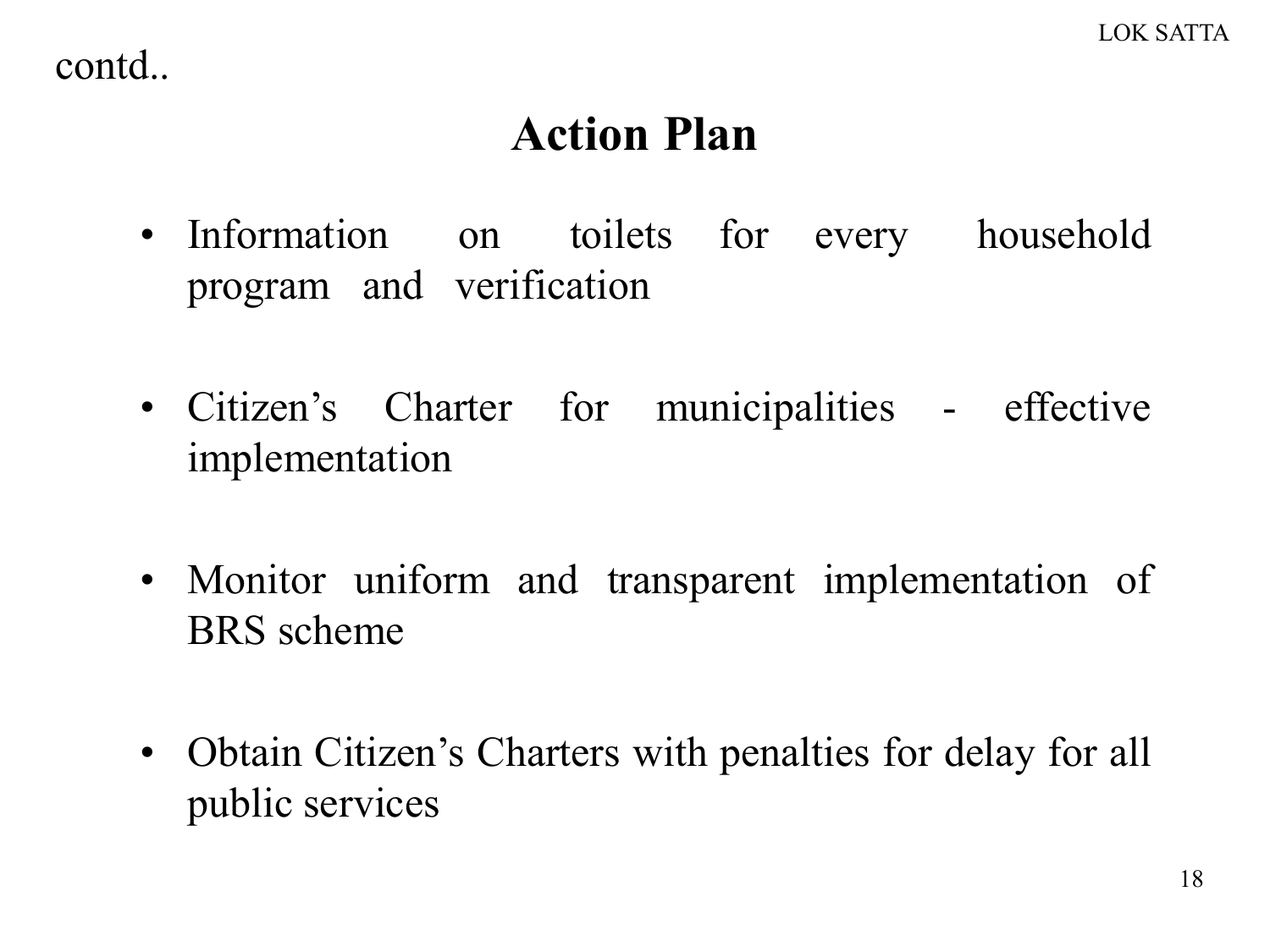contd..

# Action Plan

- Information on toilets for every household program and verification
- Citizen’s Charter for municipalities - effective implementation
- Monitor uniform and transparent implementation of BRS scheme
- Obtain Citizen’s Charters with penalties for delay for all public services